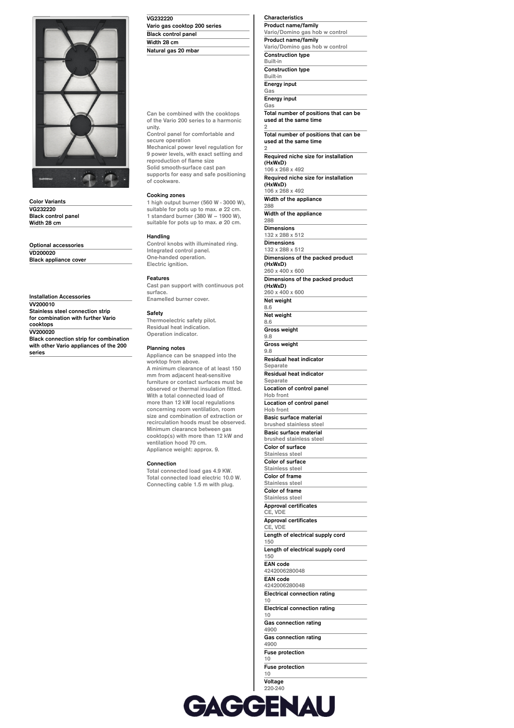## Color Variants

VG232220
Black control panel
Width 28 cm

## Optional accessories

VD200020
Black appliance cover

## Installation Accessories

VV200010
Stainless steel connection strip for combination with further Vario cooktops

VV200020
Black connection strip for combination with other Vario appliances of the 200 series

# VG232220

Vario gas cooktop 200 series
Black control panel
Width 28 cm
Natural gas 20 mbar

Can be combined with the cooktops of the Vario 200 series to a harmonic unity.
Control panel for comfortable and secure operation
Mechanical power level regulation for 9 power levels, with exact setting and reproduction of flame size
Solid smooth-surface cast pan supports for easy and safe positioning of cookware.

### Cooking zones

1 high output burner (560 W - 3000 W), suitable for pots up to max. ø 22 cm.
1 standard burner (380 W – 1900 W), suitable for pots up to max. ø 20 cm.

### Handling

Control knobs with illuminated ring.
Integrated control panel.
One-handed operation.
Electric ignition.

### Features

Cast pan support with continuous pot surface.
Enamelled burner cover.

### Safety

Thermoelectric safety pilot.
Residual heat indication.
Operation indicator.

### Planning notes

Appliance can be snapped into the worktop from above.
A minimum clearance of at least 150 mm from adjacent heat-sensitive furniture or contact surfaces must be observed or thermal insulation fitted.
With a total connected load of more than 12 kW local regulations concerning room ventilation, room size and combination of extraction or recirculation hoods must be observed.
Minimum clearance between gas cooktop(s) with more than 12 kW and ventilation hood 70 cm.
Appliance weight: approx. 9.

### Connection

Total connected load gas 4.9 KW.
Total connected load electric 10.0 W.
Connecting cable 1.5 m with plug.

## Characteristics

**Product name/family**
Vario/Domino gas hob w control

**Product name/family**
Vario/Domino gas hob w control

**Construction type**
Built-in

**Construction type**
Built-in

**Energy input**
Gas

**Energy input**
Gas

**Total number of positions that can be used at the same time**
2

**Total number of positions that can be used at the same time**
2

**Required niche size for installation (HxWxD)**
106 x 268 x 492

**Required niche size for installation (HxWxD)**
106 x 268 x 492

**Width of the appliance**
288

**Width of the appliance**
288

**Dimensions**
132 x 288 x 512

**Dimensions**
132 x 288 x 512

**Dimensions of the packed product (HxWxD)**
260 x 400 x 600

**Dimensions of the packed product (HxWxD)**
260 x 400 x 600

**Net weight**
8.6

**Net weight**
8.6

**Gross weight**
9.8

**Gross weight**
9.8

**Residual heat indicator**
Separate

**Residual heat indicator**
Separate

**Location of control panel**
Hob front

**Location of control panel**
Hob front

**Basic surface material**
brushed stainless steel

**Basic surface material**
brushed stainless steel

**Color of surface**
Stainless steel

**Color of surface**
Stainless steel

**Color of frame**
Stainless steel

**Color of frame**
Stainless steel

**Approval certificates**
CE, VDE

**Approval certificates**
CE, VDE

**Length of electrical supply cord**
150

**Length of electrical supply cord**
150

**EAN code**
4242006280048

**EAN code**
4242006280048

**Electrical connection rating**
10

**Electrical connection rating**
10

**Gas connection rating**
4900

**Gas connection rating**
4900

**Fuse protection**
10

**Fuse protection**
10

**Voltage**
220-240

GAGGENAU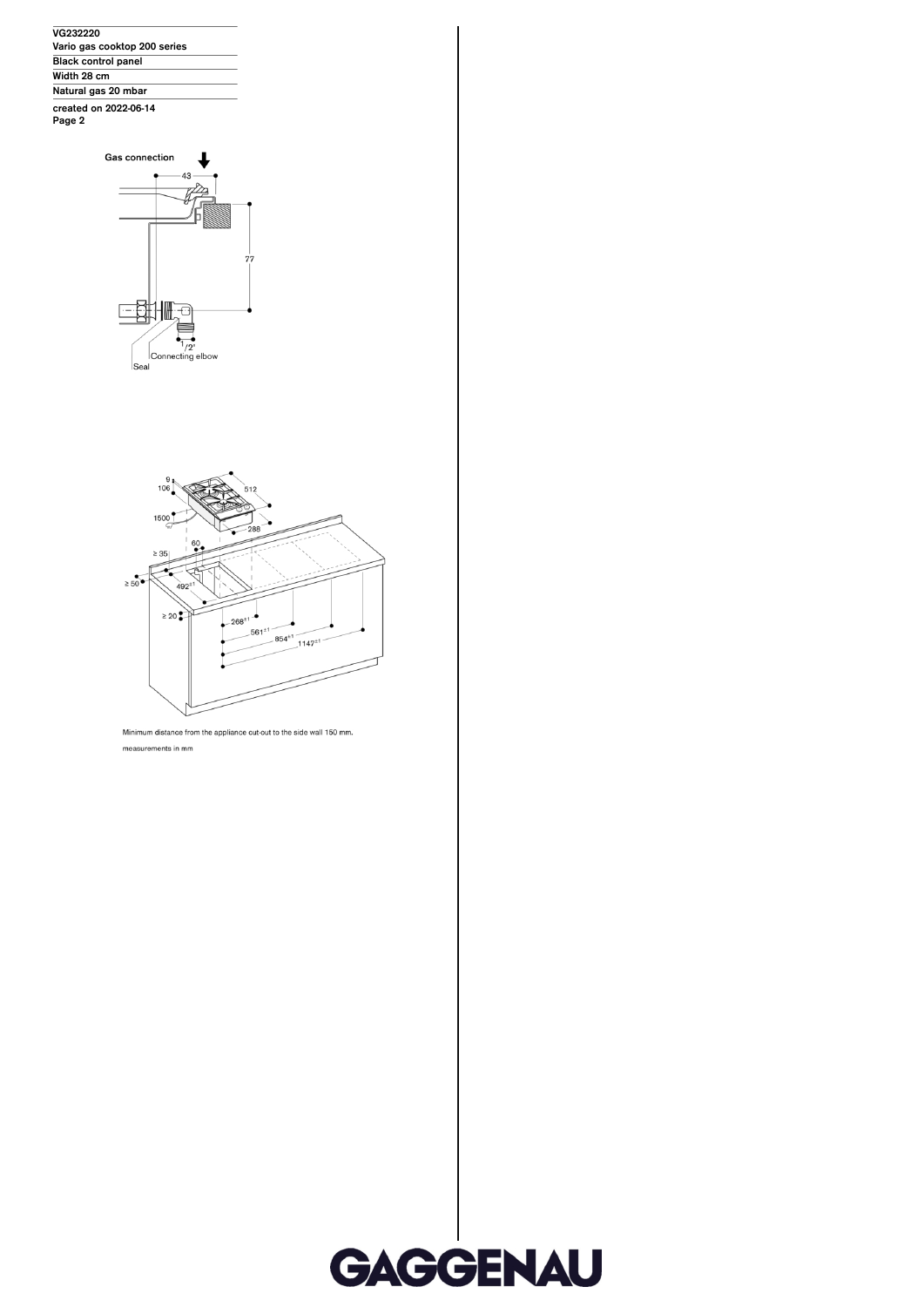Gas connection

43

77

1/2"

Connecting elbow

Seal

9

106

512

1500

288

≥ 35

60

≥ 50

492±1

≥ 20

268±1

561±1

854±1

1147±1

Minimum distance from the appliance out-out to the side wall 150 mm.

measurements in mm